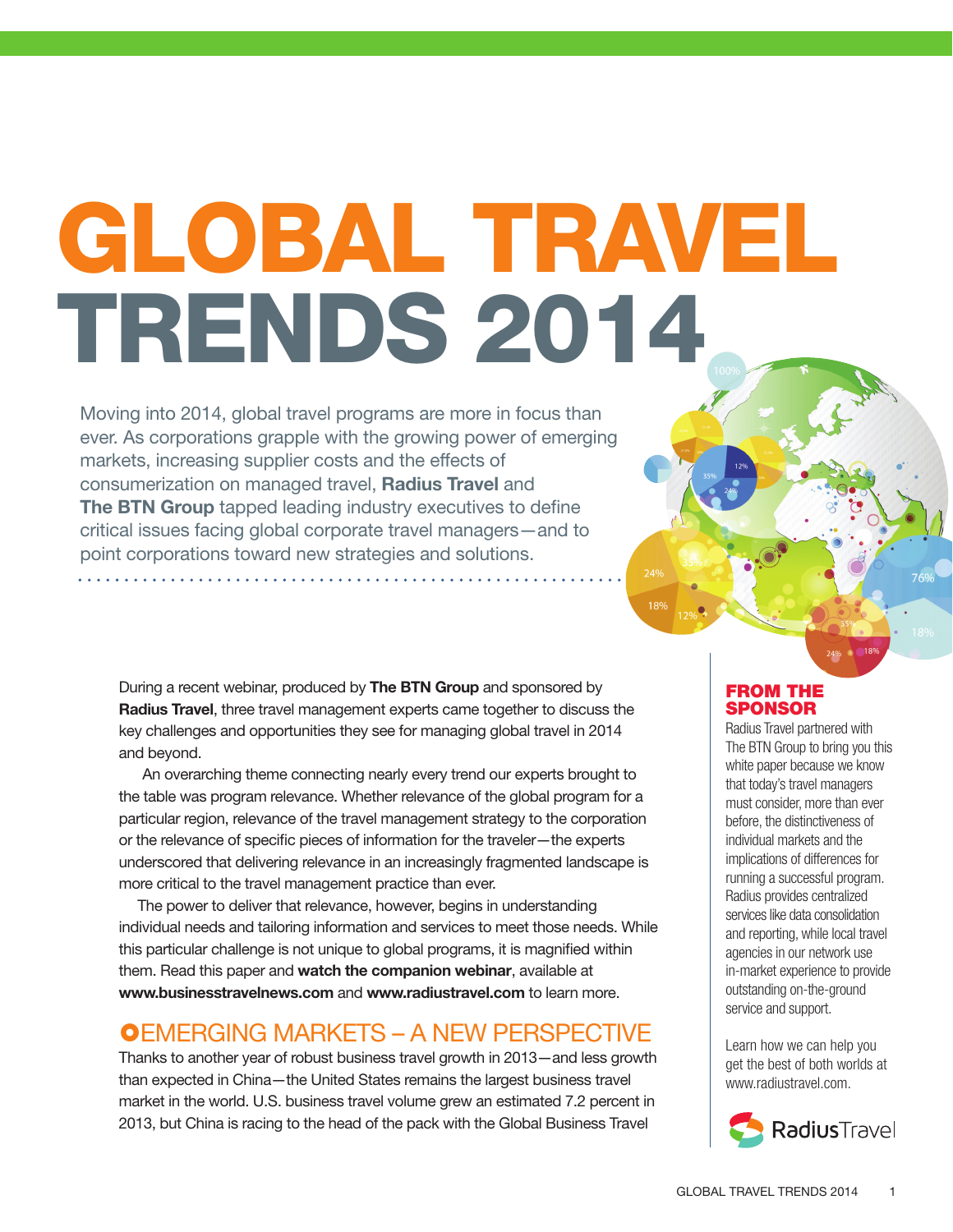# GLOBAL TRAVEL TRENDS 2014

Moving into 2014, global travel programs are more in focus than ever. As corporations grapple with the growing power of emerging markets, increasing supplier costs and the effects of consumerization on managed travel, **Radius Travel** and **The BTN Group** tapped leading industry executives to define critical issues facing global corporate travel managers—and to point corporations toward new strategies and solutions.

During a recent webinar, produced by **The BTN Group** and sponsored by **Radius Travel**, three travel management experts came together to discuss the key challenges and opportunities they see for managing global travel in 2014 and beyond.

An overarching theme connecting nearly every trend our experts brought to the table was program relevance. Whether relevance of the global program for a particular region, relevance of the travel management strategy to the corporation or the relevance of specific pieces of information for the traveler—the experts underscored that delivering relevance in an increasingly fragmented landscape is more critical to the travel management practice than ever.

The power to deliver that relevance, however, begins in understanding individual needs and tailoring information and services to meet those needs. While this particular challenge is not unique to global programs, it is magnified within them. Read this paper and **watch the companion webinar**, available at **www.businesstravelnews.com** and **www.radiustravel.com** to learn more.

## EMERGING MARKETS – A NEW PERSPECTIVE

Thanks to another year of robust business travel growth in 2013—and less growth than expected in China—the United States remains the largest business travel market in the world. U.S. business travel volume grew an estimated 7.2 percent in 2013, but China is racing to the head of the pack with the Global Business Travel

### FROM THE SPONSOR

Radius Travel partnered with The BTN Group to bring you this white paper because we know that today's travel managers must consider, more than ever before, the distinctiveness of individual markets and the implications of differences for running a successful program. Radius provides centralized services like data consolidation and reporting, while local travel agencies in our network use in-market experience to provide outstanding on-the-ground service and support.

Learn how we can help you get the best of both worlds at www.radiustravel.com.

RadiusTravel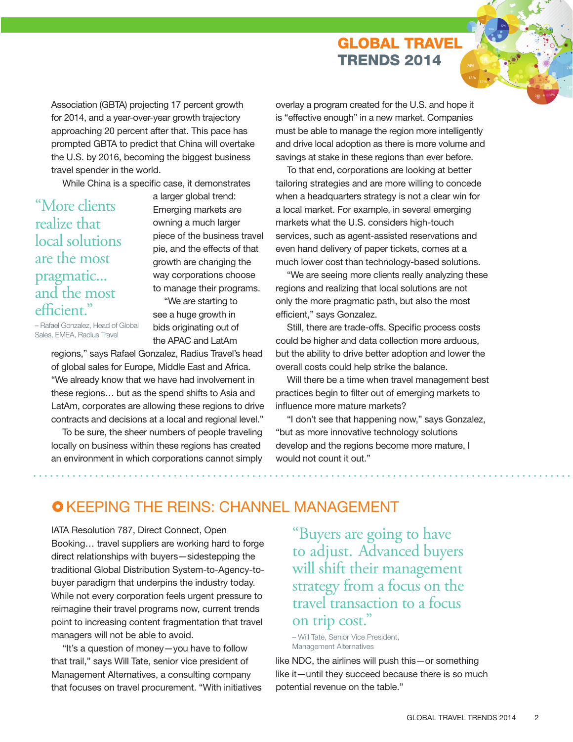Association (GBTA) projecting 17 percent growth for 2014, and a year-over-year growth trajectory approaching 20 percent after that. This pace has prompted GBTA to predict that China will overtake the U.S. by 2016, becoming the biggest business travel spender in the world.

While China is a specific case, it demonstrates a larger global trend: Emerging markets are owning a much larger piece of the business travel pie, and the effects of that growth are changing the way corporations choose to manage their programs.

> "More clients realize that local solutions are the most pragmatic... and the most efficient."
>
> – Rafael Gonzalez, Head of Global Sales, EMEA, Radius Travel

"We are starting to see a huge growth in bids originating out of the APAC and LatAm regions," says Rafael Gonzalez, Radius Travel's head of global sales for Europe, Middle East and Africa. "We already know that we have had involvement in these regions… but as the spend shifts to Asia and LatAm, corporates are allowing these regions to drive contracts and decisions at a local and regional level."

To be sure, the sheer numbers of people traveling locally on business within these regions has created an environment in which corporations cannot simply overlay a program created for the U.S. and hope it is "effective enough" in a new market. Companies must be able to manage the region more intelligently and drive local adoption as there is more volume and savings at stake in these regions than ever before.

To that end, corporations are looking at better tailoring strategies and are more willing to concede when a headquarters strategy is not a clear win for a local market. For example, in several emerging markets what the U.S. considers high-touch services, such as agent-assisted reservations and even hand delivery of paper tickets, comes at a much lower cost than technology-based solutions.

"We are seeing more clients really analyzing these regions and realizing that local solutions are not only the more pragmatic path, but also the most efficient," says Gonzalez.

Still, there are trade-offs. Specific process costs could be higher and data collection more arduous, but the ability to drive better adoption and lower the overall costs could help strike the balance.

Will there be a time when travel management best practices begin to filter out of emerging markets to influence more mature markets?

"I don't see that happening now," says Gonzalez, "but as more innovative technology solutions develop and the regions become more mature, I would not count it out."

## KEEPING THE REINS: CHANNEL MANAGEMENT

IATA Resolution 787, Direct Connect, Open Booking… travel suppliers are working hard to forge direct relationships with buyers—sidestepping the traditional Global Distribution System-to-Agency-to-buyer paradigm that underpins the industry today. While not every corporation feels urgent pressure to reimagine their travel programs now, current trends point to increasing content fragmentation that travel managers will not be able to avoid.

"It's a question of money—you have to follow that trail," says Will Tate, senior vice president of Management Alternatives, a consulting company that focuses on travel procurement. "With initiatives like NDC, the airlines will push this—or something like it—until they succeed because there is so much potential revenue on the table."

> "Buyers are going to have to adjust. Advanced buyers will shift their management strategy from a focus on the travel transaction to a focus on trip cost."
>
> – Will Tate, Senior Vice President, Management Alternatives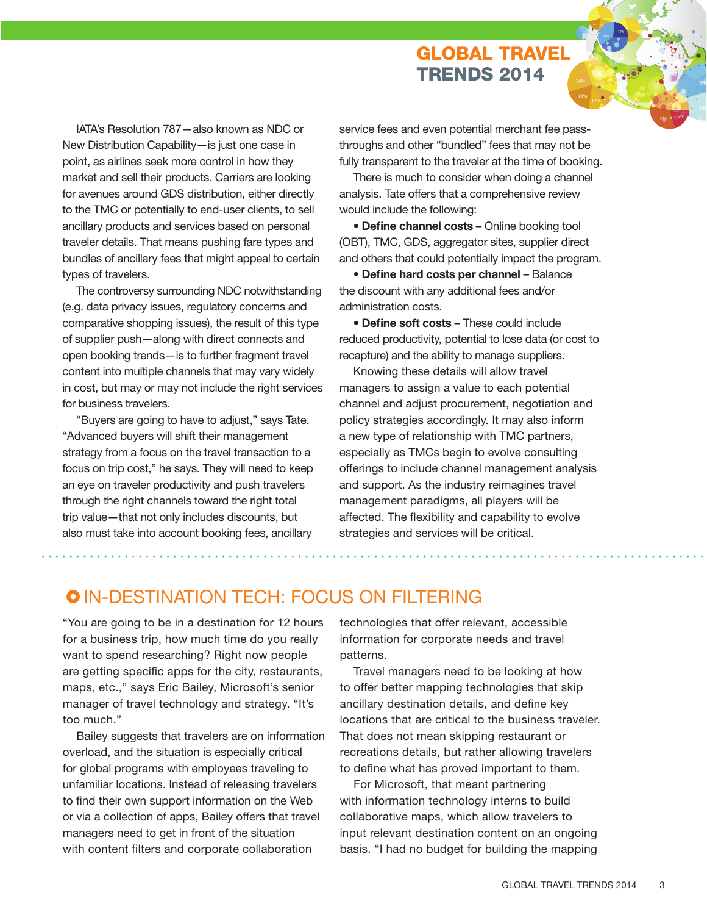IATA's Resolution 787—also known as NDC or New Distribution Capability—is just one case in point, as airlines seek more control in how they market and sell their products. Carriers are looking for avenues around GDS distribution, either directly to the TMC or potentially to end-user clients, to sell ancillary products and services based on personal traveler details. That means pushing fare types and bundles of ancillary fees that might appeal to certain types of travelers.

The controversy surrounding NDC notwithstanding (e.g. data privacy issues, regulatory concerns and comparative shopping issues), the result of this type of supplier push—along with direct connects and open booking trends—is to further fragment travel content into multiple channels that may vary widely in cost, but may or may not include the right services for business travelers.

"Buyers are going to have to adjust," says Tate. "Advanced buyers will shift their management strategy from a focus on the travel transaction to a focus on trip cost," he says. They will need to keep an eye on traveler productivity and push travelers through the right channels toward the right total trip value—that not only includes discounts, but also must take into account booking fees, ancillary service fees and even potential merchant fee pass-throughs and other "bundled" fees that may not be fully transparent to the traveler at the time of booking.

There is much to consider when doing a channel analysis. Tate offers that a comprehensive review would include the following:

- **Define channel costs** – Online booking tool (OBT), TMC, GDS, aggregator sites, supplier direct and others that could potentially impact the program.
- **Define hard costs per channel** – Balance the discount with any additional fees and/or administration costs.
- **Define soft costs** – These could include reduced productivity, potential to lose data (or cost to recapture) and the ability to manage suppliers.

Knowing these details will allow travel managers to assign a value to each potential channel and adjust procurement, negotiation and policy strategies accordingly. It may also inform a new type of relationship with TMC partners, especially as TMCs begin to evolve consulting offerings to include channel management analysis and support. As the industry reimagines travel management paradigms, all players will be affected. The flexibility and capability to evolve strategies and services will be critical.

## IN-DESTINATION TECH: FOCUS ON FILTERING

"You are going to be in a destination for 12 hours for a business trip, how much time do you really want to spend researching? Right now people are getting specific apps for the city, restaurants, maps, etc.," says Eric Bailey, Microsoft's senior manager of travel technology and strategy. "It's too much."

Bailey suggests that travelers are on information overload, and the situation is especially critical for global programs with employees traveling to unfamiliar locations. Instead of releasing travelers to find their own support information on the Web or via a collection of apps, Bailey offers that travel managers need to get in front of the situation with content filters and corporate collaboration technologies that offer relevant, accessible information for corporate needs and travel patterns.

Travel managers need to be looking at how to offer better mapping technologies that skip ancillary destination details, and define key locations that are critical to the business traveler. That does not mean skipping restaurant or recreations details, but rather allowing travelers to define what has proved important to them.

For Microsoft, that meant partnering with information technology interns to build collaborative maps, which allow travelers to input relevant destination content on an ongoing basis. "I had no budget for building the mapping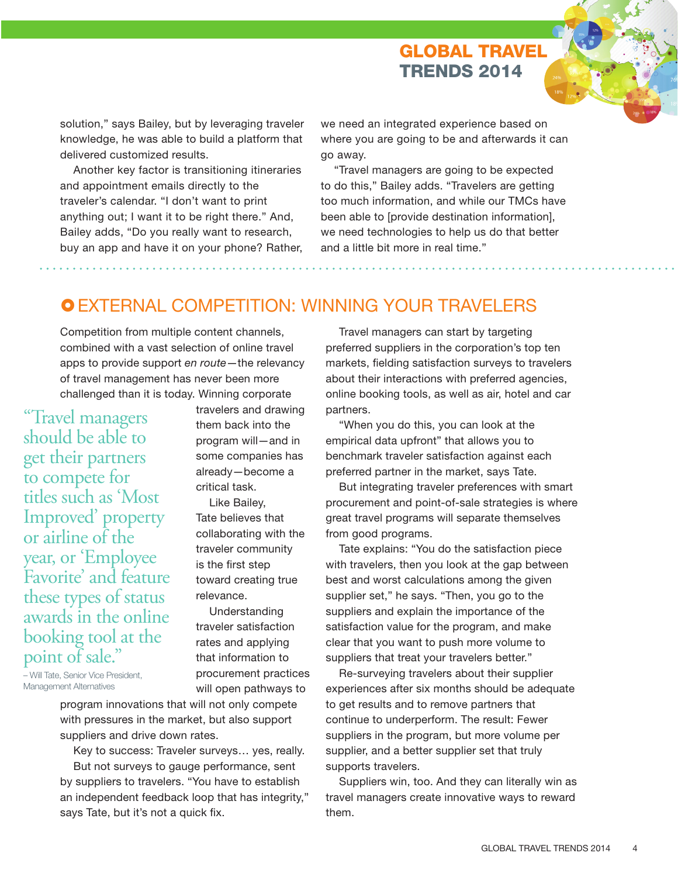solution," says Bailey, but by leveraging traveler knowledge, he was able to build a platform that delivered customized results.

Another key factor is transitioning itineraries and appointment emails directly to the traveler's calendar. "I don't want to print anything out; I want it to be right there." And, Bailey adds, "Do you really want to research, buy an app and have it on your phone? Rather, we need an integrated experience based on where you are going to be and afterwards it can go away.

"Travel managers are going to be expected to do this," Bailey adds. "Travelers are getting too much information, and while our TMCs have been able to [provide destination information], we need technologies to help us do that better and a little bit more in real time."

## EXTERNAL COMPETITION: WINNING YOUR TRAVELERS

Competition from multiple content channels, combined with a vast selection of online travel apps to provide support *en route*—the relevancy of travel management has never been more challenged than it is today. Winning corporate travelers and drawing them back into the program will—and in some companies has already—become a critical task.

Like Bailey, Tate believes that collaborating with the traveler community is the first step toward creating true relevance.

Understanding traveler satisfaction rates and applying that information to procurement practices will open pathways to program innovations that will not only compete with pressures in the market, but also support suppliers and drive down rates.

Key to success: Traveler surveys… yes, really.

But not surveys to gauge performance, sent by suppliers to travelers. "You have to establish an independent feedback loop that has integrity," says Tate, but it's not a quick fix.

> "Travel managers should be able to get their partners to compete for titles such as 'Most Improved' property or airline of the year, or 'Employee Favorite' and feature these types of status awards in the online booking tool at the point of sale."
>
> – Will Tate, Senior Vice President, Management Alternatives

Travel managers can start by targeting preferred suppliers in the corporation's top ten markets, fielding satisfaction surveys to travelers about their interactions with preferred agencies, online booking tools, as well as air, hotel and car partners.

"When you do this, you can look at the empirical data upfront" that allows you to benchmark traveler satisfaction against each preferred partner in the market, says Tate.

But integrating traveler preferences with smart procurement and point-of-sale strategies is where great travel programs will separate themselves from good programs.

Tate explains: "You do the satisfaction piece with travelers, then you look at the gap between best and worst calculations among the given supplier set," he says. "Then, you go to the suppliers and explain the importance of the satisfaction value for the program, and make clear that you want to push more volume to suppliers that treat your travelers better."

Re-surveying travelers about their supplier experiences after six months should be adequate to get results and to remove partners that continue to underperform. The result: Fewer suppliers in the program, but more volume per supplier, and a better supplier set that truly supports travelers.

Suppliers win, too. And they can literally win as travel managers create innovative ways to reward them.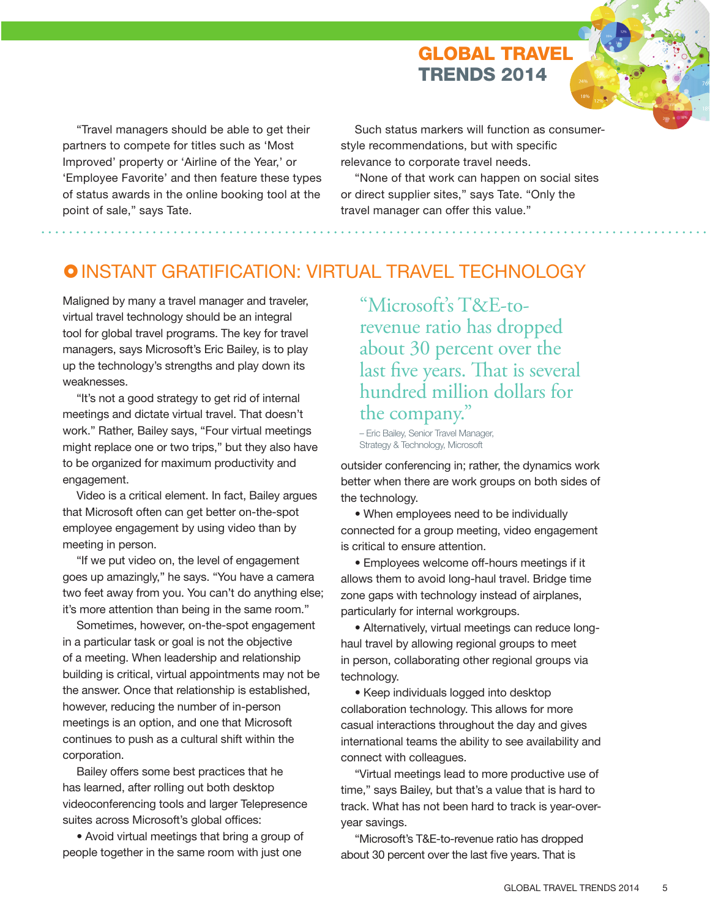"Travel managers should be able to get their partners to compete for titles such as 'Most Improved' property or 'Airline of the Year,' or 'Employee Favorite' and then feature these types of status awards in the online booking tool at the point of sale," says Tate.

Such status markers will function as consumer-style recommendations, but with specific relevance to corporate travel needs.

"None of that work can happen on social sites or direct supplier sites," says Tate. "Only the travel manager can offer this value."

## INSTANT GRATIFICATION: VIRTUAL TRAVEL TECHNOLOGY

Maligned by many a travel manager and traveler, virtual travel technology should be an integral tool for global travel programs. The key for travel managers, says Microsoft's Eric Bailey, is to play up the technology's strengths and play down its weaknesses.

"It's not a good strategy to get rid of internal meetings and dictate virtual travel. That doesn't work." Rather, Bailey says, "Four virtual meetings might replace one or two trips," but they also have to be organized for maximum productivity and engagement.

Video is a critical element. In fact, Bailey argues that Microsoft often can get better on-the-spot employee engagement by using video than by meeting in person.

"If we put video on, the level of engagement goes up amazingly," he says. "You have a camera two feet away from you. You can't do anything else; it's more attention than being in the same room."

Sometimes, however, on-the-spot engagement in a particular task or goal is not the objective of a meeting. When leadership and relationship building is critical, virtual appointments may not be the answer. Once that relationship is established, however, reducing the number of in-person meetings is an option, and one that Microsoft continues to push as a cultural shift within the corporation.

Bailey offers some best practices that he has learned, after rolling out both desktop videoconferencing tools and larger Telepresence suites across Microsoft's global offices:

- Avoid virtual meetings that bring a group of people together in the same room with just one outsider conferencing in; rather, the dynamics work better when there are work groups on both sides of the technology.
- When employees need to be individually connected for a group meeting, video engagement is critical to ensure attention.
- Employees welcome off-hours meetings if it allows them to avoid long-haul travel. Bridge time zone gaps with technology instead of airplanes, particularly for internal workgroups.
- Alternatively, virtual meetings can reduce long-haul travel by allowing regional groups to meet in person, collaborating other regional groups via technology.
- Keep individuals logged into desktop collaboration technology. This allows for more casual interactions throughout the day and gives international teams the ability to see availability and connect with colleagues.

> "Microsoft's T&E-to-revenue ratio has dropped about 30 percent over the last five years. That is several hundred million dollars for the company."
>
> – Eric Bailey, Senior Travel Manager, Strategy & Technology, Microsoft

"Virtual meetings lead to more productive use of time," says Bailey, but that's a value that is hard to track. What has not been hard to track is year-over-year savings.

"Microsoft's T&E-to-revenue ratio has dropped about 30 percent over the last five years. That is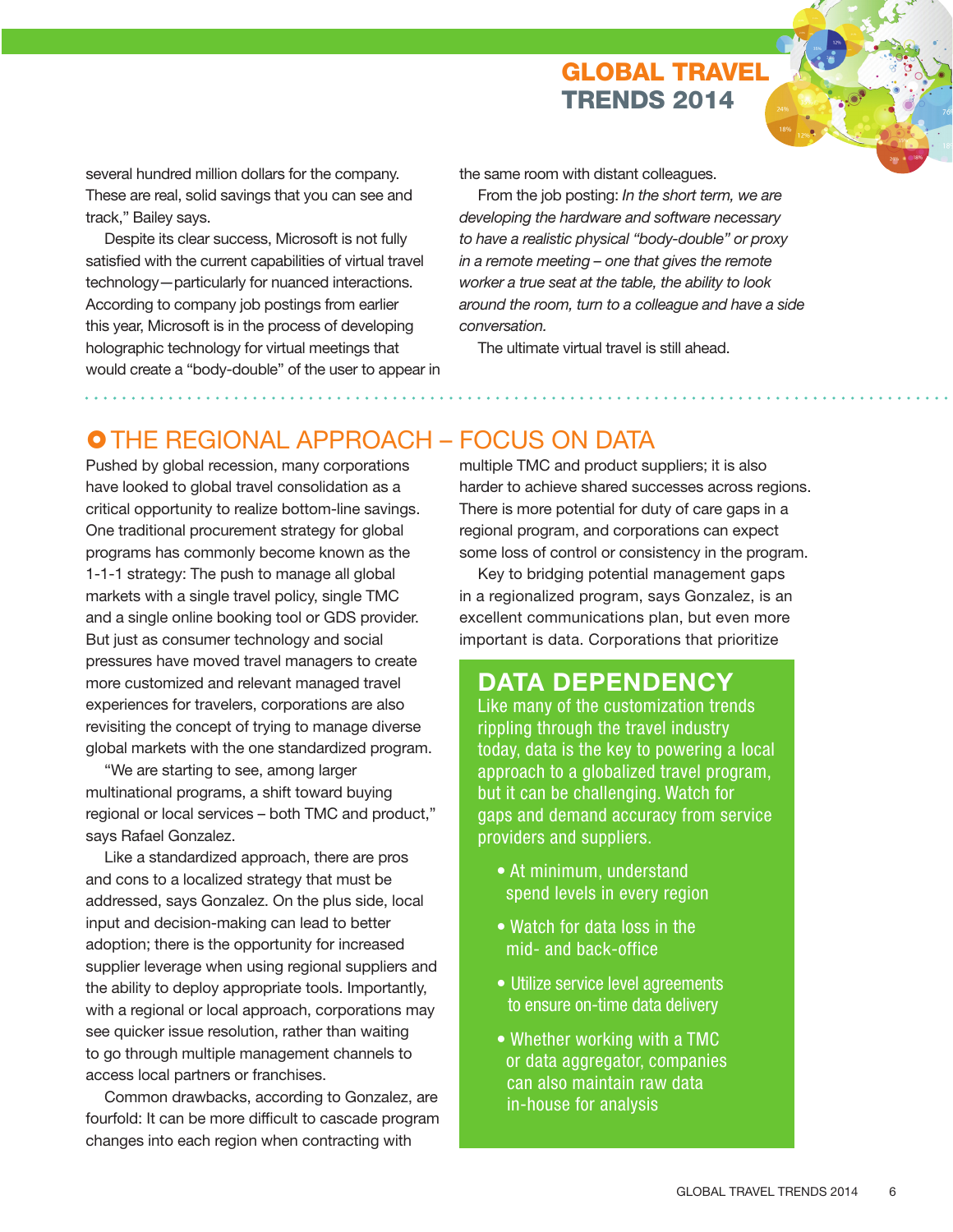several hundred million dollars for the company. These are real, solid savings that you can see and track," Bailey says.

Despite its clear success, Microsoft is not fully satisfied with the current capabilities of virtual travel technology—particularly for nuanced interactions. According to company job postings from earlier this year, Microsoft is in the process of developing holographic technology for virtual meetings that would create a "body-double" of the user to appear in the same room with distant colleagues.

From the job posting: *In the short term, we are developing the hardware and software necessary to have a realistic physical "body-double" or proxy in a remote meeting – one that gives the remote worker a true seat at the table, the ability to look around the room, turn to a colleague and have a side conversation.*

The ultimate virtual travel is still ahead.

## THE REGIONAL APPROACH – FOCUS ON DATA

Pushed by global recession, many corporations have looked to global travel consolidation as a critical opportunity to realize bottom-line savings. One traditional procurement strategy for global programs has commonly become known as the 1-1-1 strategy: The push to manage all global markets with a single travel policy, single TMC and a single online booking tool or GDS provider. But just as consumer technology and social pressures have moved travel managers to create more customized and relevant managed travel experiences for travelers, corporations are also revisiting the concept of trying to manage diverse global markets with the one standardized program.

"We are starting to see, among larger multinational programs, a shift toward buying regional or local services – both TMC and product," says Rafael Gonzalez.

Like a standardized approach, there are pros and cons to a localized strategy that must be addressed, says Gonzalez. On the plus side, local input and decision-making can lead to better adoption; there is the opportunity for increased supplier leverage when using regional suppliers and the ability to deploy appropriate tools. Importantly, with a regional or local approach, corporations may see quicker issue resolution, rather than waiting to go through multiple management channels to access local partners or franchises.

Common drawbacks, according to Gonzalez, are fourfold: It can be more difficult to cascade program changes into each region when contracting with multiple TMC and product suppliers; it is also harder to achieve shared successes across regions. There is more potential for duty of care gaps in a regional program, and corporations can expect some loss of control or consistency in the program.

Key to bridging potential management gaps in a regionalized program, says Gonzalez, is an excellent communications plan, but even more important is data. Corporations that prioritize

### DATA DEPENDENCY

Like many of the customization trends rippling through the travel industry today, data is the key to powering a local approach to a globalized travel program, but it can be challenging. Watch for gaps and demand accuracy from service providers and suppliers.

- At minimum, understand spend levels in every region
- Watch for data loss in the mid- and back-office
- Utilize service level agreements to ensure on-time data delivery
- Whether working with a TMC or data aggregator, companies can also maintain raw data in-house for analysis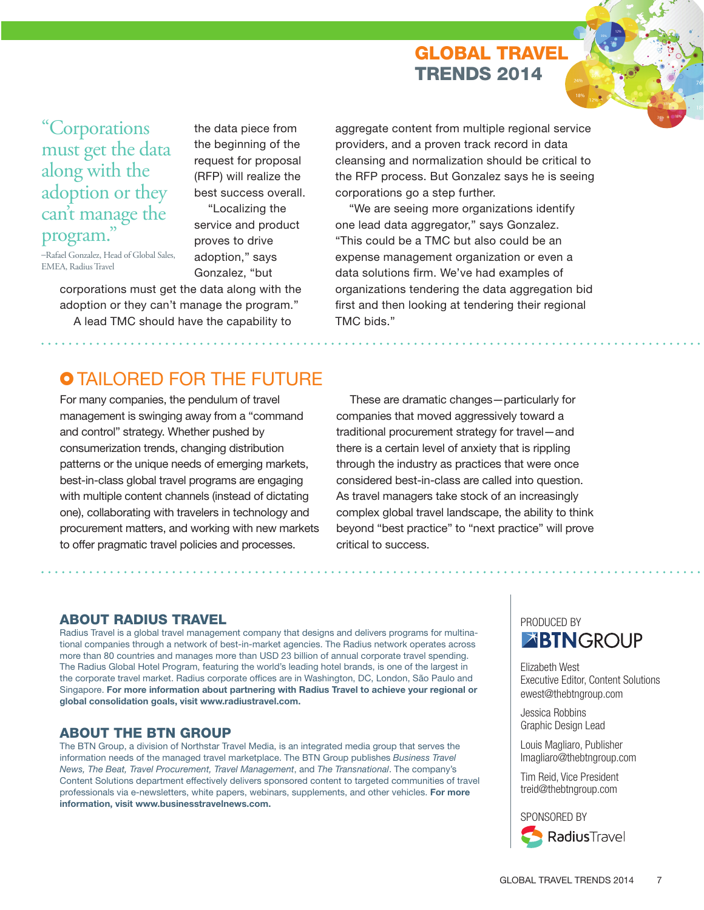> "Corporations must get the data along with the adoption or they can't manage the program."
>
> –Rafael Gonzalez, Head of Global Sales, EMEA, Radius Travel

the data piece from the beginning of the request for proposal (RFP) will realize the best success overall.

"Localizing the service and product proves to drive adoption," says Gonzalez, "but corporations must get the data along with the adoption or they can't manage the program."

A lead TMC should have the capability to aggregate content from multiple regional service providers, and a proven track record in data cleansing and normalization should be critical to the RFP process. But Gonzalez says he is seeing corporations go a step further.

"We are seeing more organizations identify one lead data aggregator," says Gonzalez. "This could be a TMC but also could be an expense management organization or even a data solutions firm. We've had examples of organizations tendering the data aggregation bid first and then looking at tendering their regional TMC bids."

## TAILORED FOR THE FUTURE

For many companies, the pendulum of travel management is swinging away from a "command and control" strategy. Whether pushed by consumerization trends, changing distribution patterns or the unique needs of emerging markets, best-in-class global travel programs are engaging with multiple content channels (instead of dictating one), collaborating with travelers in technology and procurement matters, and working with new markets to offer pragmatic travel policies and processes.

These are dramatic changes—particularly for companies that moved aggressively toward a traditional procurement strategy for travel—and there is a certain level of anxiety that is rippling through the industry as practices that were once considered best-in-class are called into question. As travel managers take stock of an increasingly complex global travel landscape, the ability to think beyond "best practice" to "next practice" will prove critical to success.

### ABOUT RADIUS TRAVEL

Radius Travel is a global travel management company that designs and delivers programs for multinational companies through a network of best-in-market agencies. The Radius network operates across more than 80 countries and manages more than USD 23 billion of annual corporate travel spending. The Radius Global Hotel Program, featuring the world's leading hotel brands, is one of the largest in the corporate travel market. Radius corporate offices are in Washington, DC, London, São Paulo and Singapore. **For more information about partnering with Radius Travel to achieve your regional or global consolidation goals, visit www.radiustravel.com.**

### ABOUT THE BTN GROUP

The BTN Group, a division of Northstar Travel Media, is an integrated media group that serves the information needs of the managed travel marketplace. The BTN Group publishes *Business Travel News, The Beat, Travel Procurement, Travel Management*, and *The Transnational*. The company's Content Solutions department effectively delivers sponsored content to targeted communities of travel professionals via e-newsletters, white papers, webinars, supplements, and other vehicles. **For more information, visit www.businesstravelnews.com.**

PRODUCED BY
BTNGROUP

Elizabeth West
Executive Editor, Content Solutions
ewest@thebtngroup.com

Jessica Robbins
Graphic Design Lead

Louis Magliaro, Publisher
lmagliaro@thebtngroup.com

Tim Reid, Vice President
treid@thebtngroup.com

SPONSORED BY
RadiusTravel